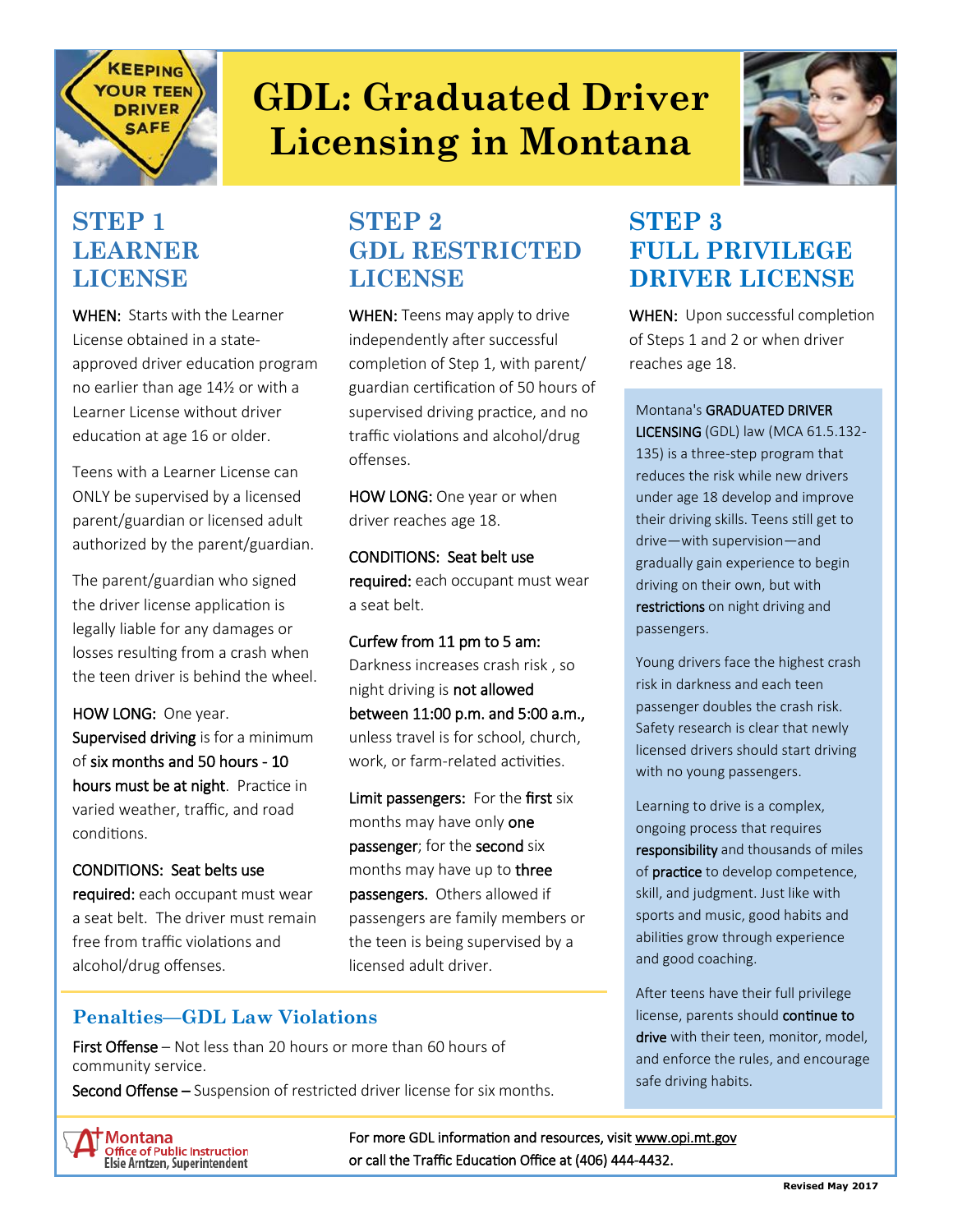# GDL: Graduated Driver Licensing in Montana

## STEP 1 LEARNER LICENSE

**WHEN:** Starts with the Learner License obtained in a state-approved driver education program no earlier than age 14½ or with a Learner License without driver education at age 16 or older.

Teens with a Learner License can ONLY be supervised by a licensed parent/guardian or licensed adult authorized by the parent/guardian.

The parent/guardian who signed the driver license application is legally liable for any damages or losses resulting from a crash when the teen driver is behind the wheel.

**HOW LONG:** One year. **Supervised driving** is for a minimum of **six months and 50 hours - 10 hours must be at night**. Practice in varied weather, traffic, and road conditions.

**CONDITIONS: Seat belts use required:** each occupant must wear a seat belt. The driver must remain free from traffic violations and alcohol/drug offenses.

## STEP 2 GDL RESTRICTED LICENSE

**WHEN:** Teens may apply to drive independently after successful completion of Step 1, with parent/guardian certification of 50 hours of supervised driving practice, and no traffic violations and alcohol/drug offenses.

**HOW LONG:** One year or when driver reaches age 18.

**CONDITIONS: Seat belt use required:** each occupant must wear a seat belt.

**Curfew from 11 pm to 5 am:** Darkness increases crash risk , so night driving is **not allowed between 11:00 p.m. and 5:00 a.m.,** unless travel is for school, church, work, or farm-related activities.

**Limit passengers:** For the **first** six months may have only **one passenger**; for the **second** six months may have up to **three passengers.** Others allowed if passengers are family members or the teen is being supervised by a licensed adult driver.

## STEP 3 FULL PRIVILEGE DRIVER LICENSE

**WHEN:** Upon successful completion of Steps 1 and 2 or when driver reaches age 18.

Montana's **GRADUATED DRIVER LICENSING** (GDL) law (MCA 61.5.132-135) is a three-step program that reduces the risk while new drivers under age 18 develop and improve their driving skills. Teens still get to drive—with supervision—and gradually gain experience to begin driving on their own, but with **restrictions** on night driving and passengers.

Young drivers face the highest crash risk in darkness and each teen passenger doubles the crash risk. Safety research is clear that newly licensed drivers should start driving with no young passengers.

Learning to drive is a complex, ongoing process that requires **responsibility** and thousands of miles of **practice** to develop competence, skill, and judgment. Just like with sports and music, good habits and abilities grow through experience and good coaching.

After teens have their full privilege license, parents should **continue to drive** with their teen, monitor, model, and enforce the rules, and encourage safe driving habits.

## Penalties—GDL Law Violations

**First Offense** – Not less than 20 hours or more than 60 hours of community service.

**Second Offense –** Suspension of restricted driver license for six months.

Montana Office of Public Instruction
Elsie Arntzen, Superintendent

For more GDL information and resources, visit www.opi.mt.gov or call the Traffic Education Office at (406) 444-4432.

Revised May 2017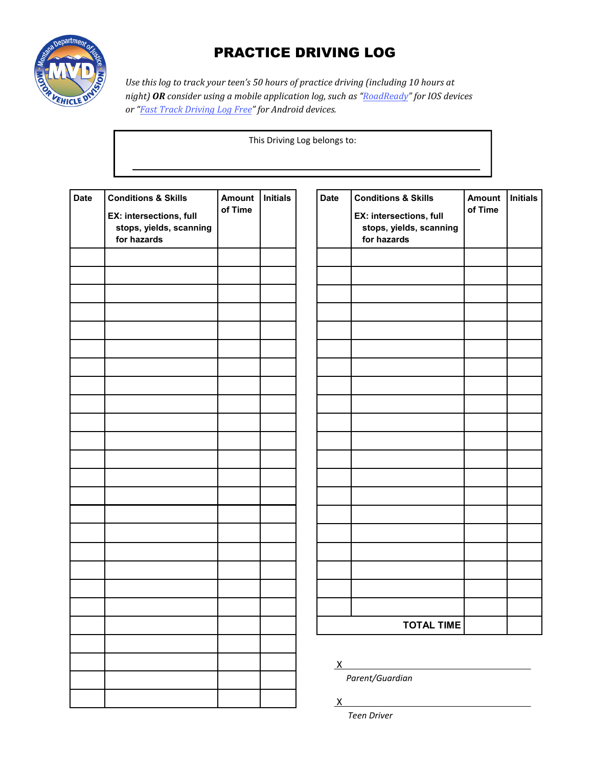# PRACTICE DRIVING LOG

*Use this log to track your teen's 50 hours of practice driving (including 10 hours at night)* ***OR*** *consider using a mobile application log, such as "RoadReady" for IOS devices or "Fast Track Driving Log Free" for Android devices.*

This Driving Log belongs to:

_______________________________________________

| Date | Conditions & Skills<br><br>EX: intersections, full stops, yields, scanning for hazards | Amount of Time | Initials |
|---|---|---|---|
| | | | |
| | | | |
| | | | |
| | | | |
| | | | |
| | | | |
| | | | |
| | | | |
| | | | |
| | | | |
| | | | |
| | | | |
| | | | |
| | | | |
| | | | |
| | | | |
| | | | |
| | | | |
| | | | |
| | | | |
| | | | |
| | | | |
| | | | |
| | | | |
| | | | |

| Date | Conditions & Skills<br><br>EX: intersections, full stops, yields, scanning for hazards | Amount of Time | Initials |
|---|---|---|---|
| | | | |
| | | | |
| | | | |
| | | | |
| | | | |
| | | | |
| | | | |
| | | | |
| | | | |
| | | | |
| | | | |
| | | | |
| | | | |
| | | | |
| | | | |
| | | | |
| | | | |
| | | | |
| | | | |
| | | | |
| | **TOTAL TIME** | | |

X _______________________________________________

*Parent/Guardian*

X _______________________________________________

*Teen Driver*